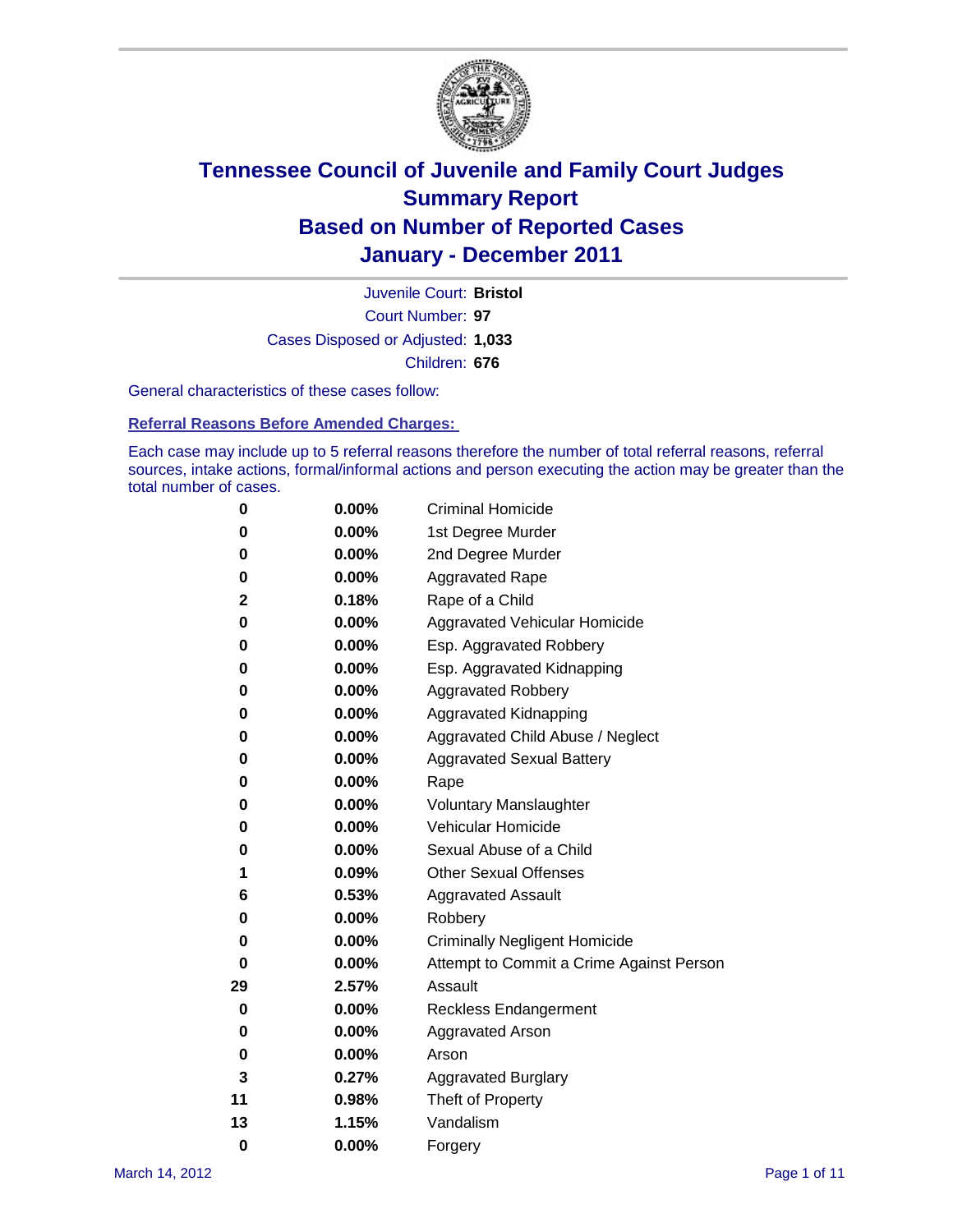# Tennessee Council of Juvenile and Family Court Judges
## Summary Report
## Based on Number of Reported Cases
## January - December 2011

Juvenile Court: **Bristol**
Court Number: **97**
Cases Disposed or Adjusted: **1,033**
Children: **676**

General characteristics of these cases follow:

### Referral Reasons Before Amended Charges:

Each case may include up to 5 referral reasons therefore the number of total referral reasons, referral sources, intake actions, formal/informal actions and person executing the action may be greater than the total number of cases.

| Count | Percent | Reason |
|---|---|---|
| 0 | 0.00% | Criminal Homicide |
| 0 | 0.00% | 1st Degree Murder |
| 0 | 0.00% | 2nd Degree Murder |
| 0 | 0.00% | Aggravated Rape |
| 2 | 0.18% | Rape of a Child |
| 0 | 0.00% | Aggravated Vehicular Homicide |
| 0 | 0.00% | Esp. Aggravated Robbery |
| 0 | 0.00% | Esp. Aggravated Kidnapping |
| 0 | 0.00% | Aggravated Robbery |
| 0 | 0.00% | Aggravated Kidnapping |
| 0 | 0.00% | Aggravated Child Abuse / Neglect |
| 0 | 0.00% | Aggravated Sexual Battery |
| 0 | 0.00% | Rape |
| 0 | 0.00% | Voluntary Manslaughter |
| 0 | 0.00% | Vehicular Homicide |
| 0 | 0.00% | Sexual Abuse of a Child |
| 1 | 0.09% | Other Sexual Offenses |
| 6 | 0.53% | Aggravated Assault |
| 0 | 0.00% | Robbery |
| 0 | 0.00% | Criminally Negligent Homicide |
| 0 | 0.00% | Attempt to Commit a Crime Against Person |
| 29 | 2.57% | Assault |
| 0 | 0.00% | Reckless Endangerment |
| 0 | 0.00% | Aggravated Arson |
| 0 | 0.00% | Arson |
| 3 | 0.27% | Aggravated Burglary |
| 11 | 0.98% | Theft of Property |
| 13 | 1.15% | Vandalism |
| 0 | 0.00% | Forgery |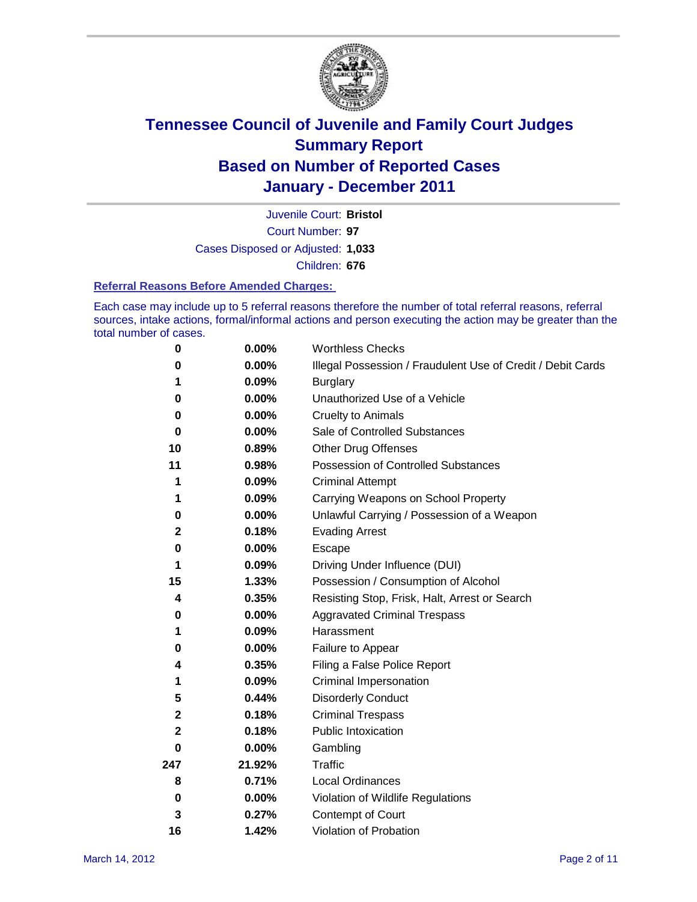# Tennessee Council of Juvenile and Family Court Judges
# Summary Report
# Based on Number of Reported Cases
# January - December 2011

Juvenile Court: **Bristol**
Court Number: **97**
Cases Disposed or Adjusted: **1,033**
Children: **676**

### Referral Reasons Before Amended Charges:

Each case may include up to 5 referral reasons therefore the number of total referral reasons, referral sources, intake actions, formal/informal actions and person executing the action may be greater than the total number of cases.

| | | |
|---|---|---|
| **0** | **0.00%** | Worthless Checks |
| **0** | **0.00%** | Illegal Possession / Fraudulent Use of Credit / Debit Cards |
| **1** | **0.09%** | Burglary |
| **0** | **0.00%** | Unauthorized Use of a Vehicle |
| **0** | **0.00%** | Cruelty to Animals |
| **0** | **0.00%** | Sale of Controlled Substances |
| **10** | **0.89%** | Other Drug Offenses |
| **11** | **0.98%** | Possession of Controlled Substances |
| **1** | **0.09%** | Criminal Attempt |
| **1** | **0.09%** | Carrying Weapons on School Property |
| **0** | **0.00%** | Unlawful Carrying / Possession of a Weapon |
| **2** | **0.18%** | Evading Arrest |
| **0** | **0.00%** | Escape |
| **1** | **0.09%** | Driving Under Influence (DUI) |
| **15** | **1.33%** | Possession / Consumption of Alcohol |
| **4** | **0.35%** | Resisting Stop, Frisk, Halt, Arrest or Search |
| **0** | **0.00%** | Aggravated Criminal Trespass |
| **1** | **0.09%** | Harassment |
| **0** | **0.00%** | Failure to Appear |
| **4** | **0.35%** | Filing a False Police Report |
| **1** | **0.09%** | Criminal Impersonation |
| **5** | **0.44%** | Disorderly Conduct |
| **2** | **0.18%** | Criminal Trespass |
| **2** | **0.18%** | Public Intoxication |
| **0** | **0.00%** | Gambling |
| **247** | **21.92%** | Traffic |
| **8** | **0.71%** | Local Ordinances |
| **0** | **0.00%** | Violation of Wildlife Regulations |
| **3** | **0.27%** | Contempt of Court |
| **16** | **1.42%** | Violation of Probation |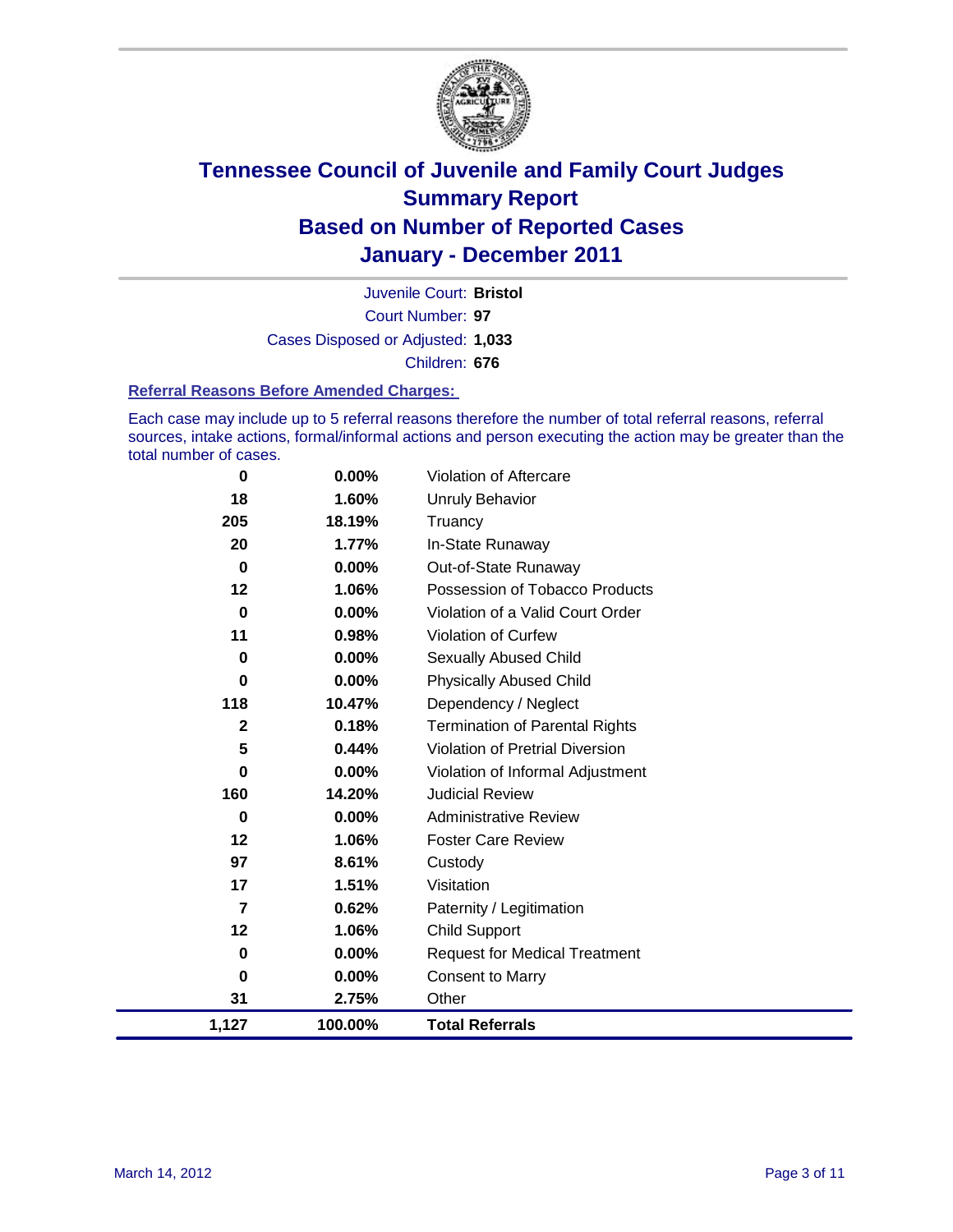# Tennessee Council of Juvenile and Family Court Judges
## Summary Report
## Based on Number of Reported Cases
## January - December 2011

Juvenile Court: **Bristol**
Court Number: **97**
Cases Disposed or Adjusted: **1,033**
Children: **676**

### Referral Reasons Before Amended Charges:

Each case may include up to 5 referral reasons therefore the number of total referral reasons, referral sources, intake actions, formal/informal actions and person executing the action may be greater than the total number of cases.

| | | |
|---|---|---|
| 0 | 0.00% | Violation of Aftercare |
| 18 | 1.60% | Unruly Behavior |
| 205 | 18.19% | Truancy |
| 20 | 1.77% | In-State Runaway |
| 0 | 0.00% | Out-of-State Runaway |
| 12 | 1.06% | Possession of Tobacco Products |
| 0 | 0.00% | Violation of a Valid Court Order |
| 11 | 0.98% | Violation of Curfew |
| 0 | 0.00% | Sexually Abused Child |
| 0 | 0.00% | Physically Abused Child |
| 118 | 10.47% | Dependency / Neglect |
| 2 | 0.18% | Termination of Parental Rights |
| 5 | 0.44% | Violation of Pretrial Diversion |
| 0 | 0.00% | Violation of Informal Adjustment |
| 160 | 14.20% | Judicial Review |
| 0 | 0.00% | Administrative Review |
| 12 | 1.06% | Foster Care Review |
| 97 | 8.61% | Custody |
| 17 | 1.51% | Visitation |
| 7 | 0.62% | Paternity / Legitimation |
| 12 | 1.06% | Child Support |
| 0 | 0.00% | Request for Medical Treatment |
| 0 | 0.00% | Consent to Marry |
| 31 | 2.75% | Other |
| **1,127** | **100.00%** | **Total Referrals** |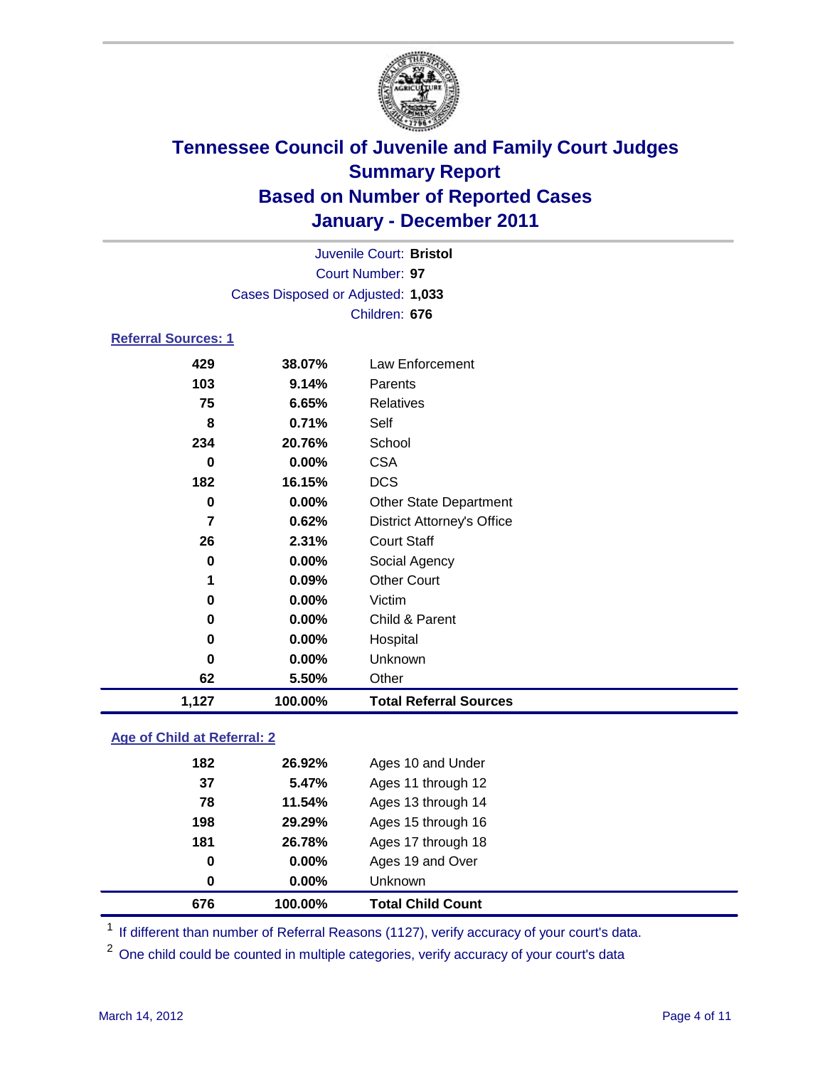# Tennessee Council of Juvenile and Family Court Judges
## Summary Report
## Based on Number of Reported Cases
## January - December 2011

Juvenile Court: **Bristol**
Court Number: **97**
Cases Disposed or Adjusted: **1,033**
Children: **676**

### Referral Sources: 1

| | | |
|---|---|---|
| 429 | 38.07% | Law Enforcement |
| 103 | 9.14% | Parents |
| 75 | 6.65% | Relatives |
| 8 | 0.71% | Self |
| 234 | 20.76% | School |
| 0 | 0.00% | CSA |
| 182 | 16.15% | DCS |
| 0 | 0.00% | Other State Department |
| 7 | 0.62% | District Attorney's Office |
| 26 | 2.31% | Court Staff |
| 0 | 0.00% | Social Agency |
| 1 | 0.09% | Other Court |
| 0 | 0.00% | Victim |
| 0 | 0.00% | Child & Parent |
| 0 | 0.00% | Hospital |
| 0 | 0.00% | Unknown |
| 62 | 5.50% | Other |
| **1,127** | **100.00%** | **Total Referral Sources** |

### Age of Child at Referral: 2

| | | |
|---|---|---|
| 182 | 26.92% | Ages 10 and Under |
| 37 | 5.47% | Ages 11 through 12 |
| 78 | 11.54% | Ages 13 through 14 |
| 198 | 29.29% | Ages 15 through 16 |
| 181 | 26.78% | Ages 17 through 18 |
| 0 | 0.00% | Ages 19 and Over |
| 0 | 0.00% | Unknown |
| **676** | **100.00%** | **Total Child Count** |

[1] If different than number of Referral Reasons (1127), verify accuracy of your court's data.

[2] One child could be counted in multiple categories, verify accuracy of your court's data

March 14, 2012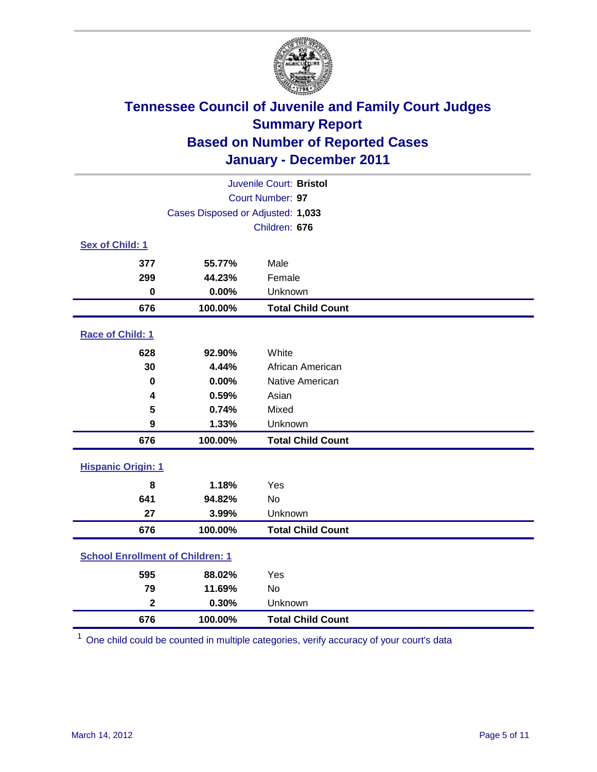# Tennessee Council of Juvenile and Family Court Judges
## Summary Report
## Based on Number of Reported Cases
## January - December 2011

Juvenile Court: **Bristol**
Court Number: **97**
Cases Disposed or Adjusted: **1,033**
Children: **676**

### Sex of Child: 1

| | | |
|---|---|---|
| 377 | 55.77% | Male |
| 299 | 44.23% | Female |
| 0 | 0.00% | Unknown |
| **676** | **100.00%** | **Total Child Count** |

### Race of Child: 1

| | | |
|---|---|---|
| 628 | 92.90% | White |
| 30 | 4.44% | African American |
| 0 | 0.00% | Native American |
| 4 | 0.59% | Asian |
| 5 | 0.74% | Mixed |
| 9 | 1.33% | Unknown |
| **676** | **100.00%** | **Total Child Count** |

### Hispanic Origin: 1

| | | |
|---|---|---|
| 8 | 1.18% | Yes |
| 641 | 94.82% | No |
| 27 | 3.99% | Unknown |
| **676** | **100.00%** | **Total Child Count** |

### School Enrollment of Children: 1

| | | |
|---|---|---|
| 595 | 88.02% | Yes |
| 79 | 11.69% | No |
| 2 | 0.30% | Unknown |
| **676** | **100.00%** | **Total Child Count** |

[1] One child could be counted in multiple categories, verify accuracy of your court's data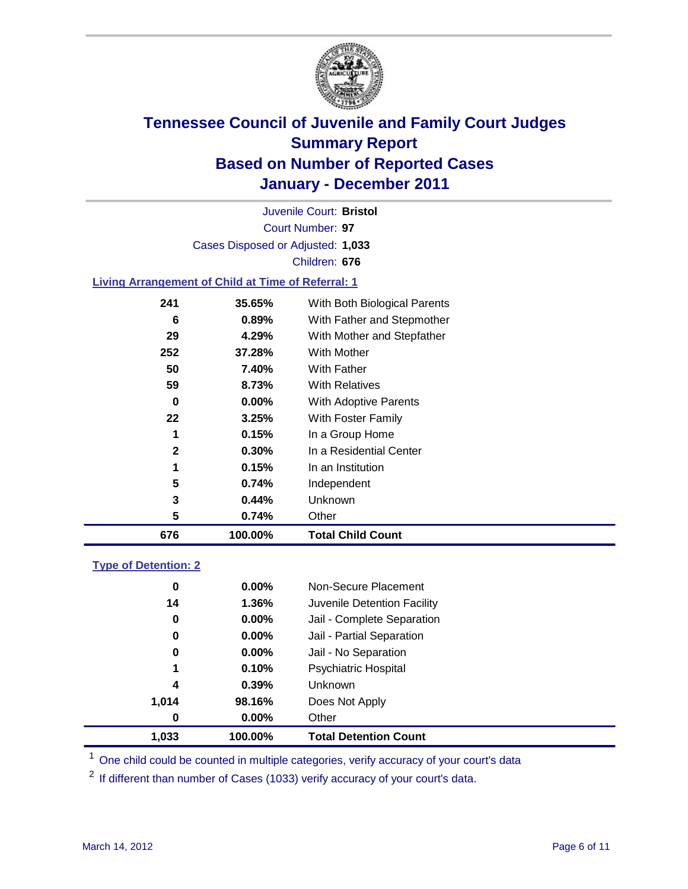# Tennessee Council of Juvenile and Family Court Judges
## Summary Report
## Based on Number of Reported Cases
## January - December 2011

Juvenile Court: **Bristol**
Court Number: **97**
Cases Disposed or Adjusted: **1,033**
Children: **676**

### Living Arrangement of Child at Time of Referral: 1

| Count | Percent | Category |
|---|---|---|
| 241 | 35.65% | With Both Biological Parents |
| 6 | 0.89% | With Father and Stepmother |
| 29 | 4.29% | With Mother and Stepfather |
| 252 | 37.28% | With Mother |
| 50 | 7.40% | With Father |
| 59 | 8.73% | With Relatives |
| 0 | 0.00% | With Adoptive Parents |
| 22 | 3.25% | With Foster Family |
| 1 | 0.15% | In a Group Home |
| 2 | 0.30% | In a Residential Center |
| 1 | 0.15% | In an Institution |
| 5 | 0.74% | Independent |
| 3 | 0.44% | Unknown |
| 5 | 0.74% | Other |
| **676** | **100.00%** | **Total Child Count** |

### Type of Detention: 2

| Count | Percent | Category |
|---|---|---|
| 0 | 0.00% | Non-Secure Placement |
| 14 | 1.36% | Juvenile Detention Facility |
| 0 | 0.00% | Jail - Complete Separation |
| 0 | 0.00% | Jail - Partial Separation |
| 0 | 0.00% | Jail - No Separation |
| 1 | 0.10% | Psychiatric Hospital |
| 4 | 0.39% | Unknown |
| 1,014 | 98.16% | Does Not Apply |
| 0 | 0.00% | Other |
| **1,033** | **100.00%** | **Total Detention Count** |

[1] One child could be counted in multiple categories, verify accuracy of your court's data

[2] If different than number of Cases (1033) verify accuracy of your court's data.

March 14, 2012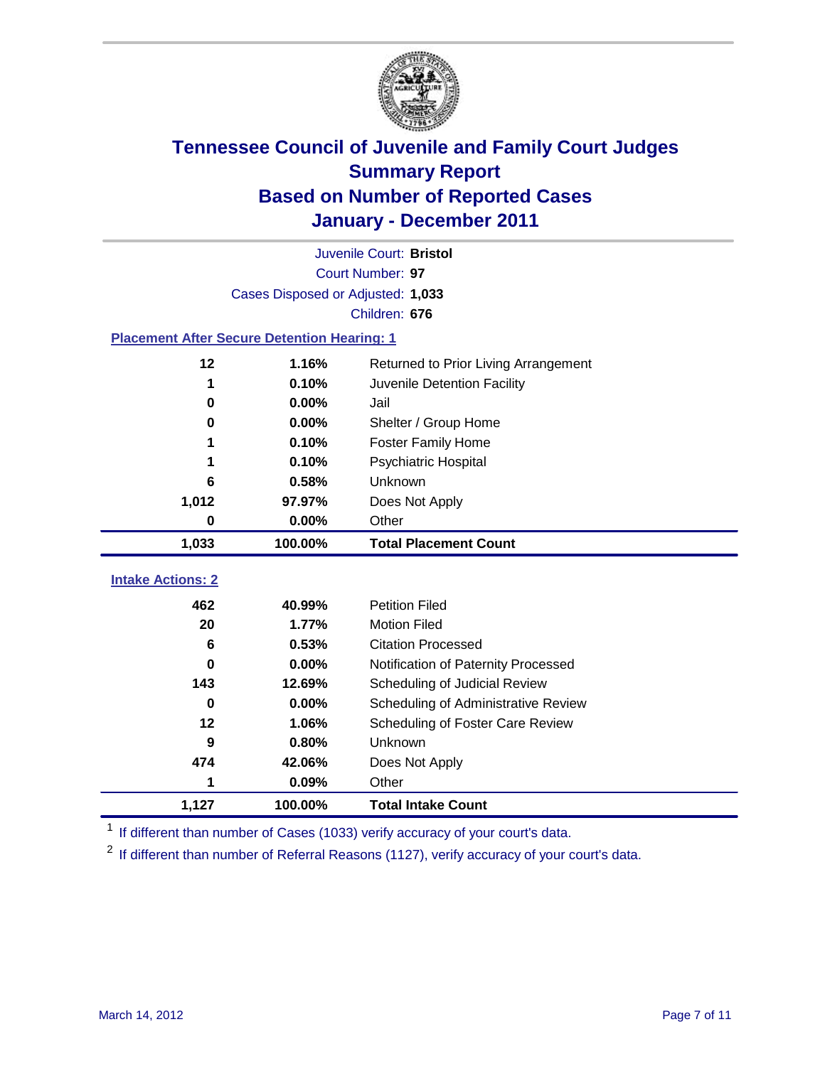# Tennessee Council of Juvenile and Family Court Judges
## Summary Report
## Based on Number of Reported Cases
## January - December 2011

Juvenile Court: **Bristol**

Court Number: **97**

Cases Disposed or Adjusted: **1,033**

Children: **676**

### Placement After Secure Detention Hearing: 1

| | | |
|---|---|---|
| 12 | 1.16% | Returned to Prior Living Arrangement |
| 1 | 0.10% | Juvenile Detention Facility |
| 0 | 0.00% | Jail |
| 0 | 0.00% | Shelter / Group Home |
| 1 | 0.10% | Foster Family Home |
| 1 | 0.10% | Psychiatric Hospital |
| 6 | 0.58% | Unknown |
| 1,012 | 97.97% | Does Not Apply |
| 0 | 0.00% | Other |
| **1,033** | **100.00%** | **Total Placement Count** |

### Intake Actions: 2

| | | |
|---|---|---|
| 462 | 40.99% | Petition Filed |
| 20 | 1.77% | Motion Filed |
| 6 | 0.53% | Citation Processed |
| 0 | 0.00% | Notification of Paternity Processed |
| 143 | 12.69% | Scheduling of Judicial Review |
| 0 | 0.00% | Scheduling of Administrative Review |
| 12 | 1.06% | Scheduling of Foster Care Review |
| 9 | 0.80% | Unknown |
| 474 | 42.06% | Does Not Apply |
| 1 | 0.09% | Other |
| **1,127** | **100.00%** | **Total Intake Count** |

[1] If different than number of Cases (1033) verify accuracy of your court's data.

[2] If different than number of Referral Reasons (1127), verify accuracy of your court's data.

March 14, 2012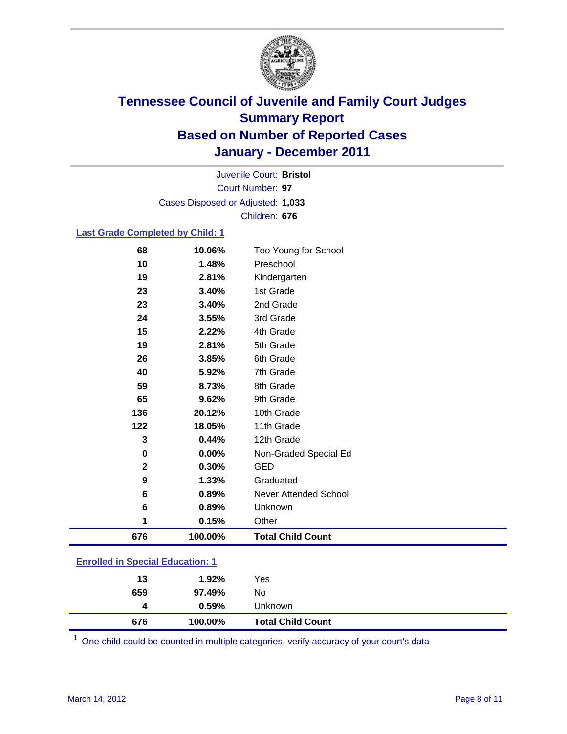# Tennessee Council of Juvenile and Family Court Judges
## Summary Report
## Based on Number of Reported Cases
## January - December 2011

Juvenile Court: **Bristol**
Court Number: **97**
Cases Disposed or Adjusted: **1,033**
Children: **676**

### Last Grade Completed by Child: 1

| Count | Percent | Category |
|---|---|---|
| 68 | 10.06% | Too Young for School |
| 10 | 1.48% | Preschool |
| 19 | 2.81% | Kindergarten |
| 23 | 3.40% | 1st Grade |
| 23 | 3.40% | 2nd Grade |
| 24 | 3.55% | 3rd Grade |
| 15 | 2.22% | 4th Grade |
| 19 | 2.81% | 5th Grade |
| 26 | 3.85% | 6th Grade |
| 40 | 5.92% | 7th Grade |
| 59 | 8.73% | 8th Grade |
| 65 | 9.62% | 9th Grade |
| 136 | 20.12% | 10th Grade |
| 122 | 18.05% | 11th Grade |
| 3 | 0.44% | 12th Grade |
| 0 | 0.00% | Non-Graded Special Ed |
| 2 | 0.30% | GED |
| 9 | 1.33% | Graduated |
| 6 | 0.89% | Never Attended School |
| 6 | 0.89% | Unknown |
| 1 | 0.15% | Other |
| **676** | **100.00%** | **Total Child Count** |

### Enrolled in Special Education: 1

| Count | Percent | Category |
|---|---|---|
| 13 | 1.92% | Yes |
| 659 | 97.49% | No |
| 4 | 0.59% | Unknown |
| **676** | **100.00%** | **Total Child Count** |

[1] One child could be counted in multiple categories, verify accuracy of your court's data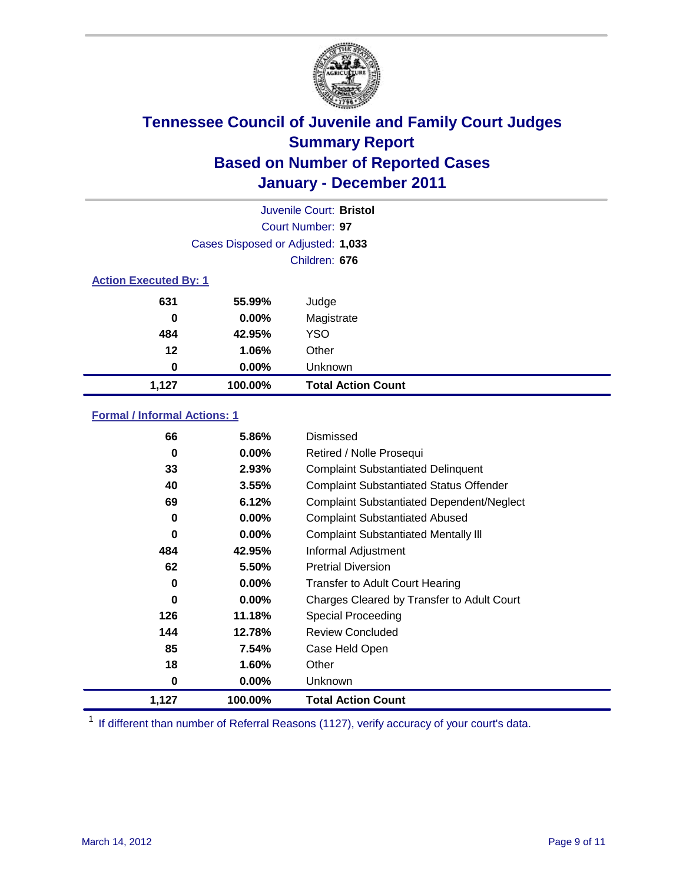# Tennessee Council of Juvenile and Family Court Judges
## Summary Report
## Based on Number of Reported Cases
## January - December 2011

Juvenile Court: **Bristol**
Court Number: **97**
Cases Disposed or Adjusted: **1,033**
Children: **676**

### Action Executed By: 1

| | | |
|---|---|---|
| 631 | 55.99% | Judge |
| 0 | 0.00% | Magistrate |
| 484 | 42.95% | YSO |
| 12 | 1.06% | Other |
| 0 | 0.00% | Unknown |
| **1,127** | **100.00%** | **Total Action Count** |

### Formal / Informal Actions: 1

| | | |
|---|---|---|
| 66 | 5.86% | Dismissed |
| 0 | 0.00% | Retired / Nolle Prosequi |
| 33 | 2.93% | Complaint Substantiated Delinquent |
| 40 | 3.55% | Complaint Substantiated Status Offender |
| 69 | 6.12% | Complaint Substantiated Dependent/Neglect |
| 0 | 0.00% | Complaint Substantiated Abused |
| 0 | 0.00% | Complaint Substantiated Mentally Ill |
| 484 | 42.95% | Informal Adjustment |
| 62 | 5.50% | Pretrial Diversion |
| 0 | 0.00% | Transfer to Adult Court Hearing |
| 0 | 0.00% | Charges Cleared by Transfer to Adult Court |
| 126 | 11.18% | Special Proceeding |
| 144 | 12.78% | Review Concluded |
| 85 | 7.54% | Case Held Open |
| 18 | 1.60% | Other |
| 0 | 0.00% | Unknown |
| **1,127** | **100.00%** | **Total Action Count** |

[1] If different than number of Referral Reasons (1127), verify accuracy of your court's data.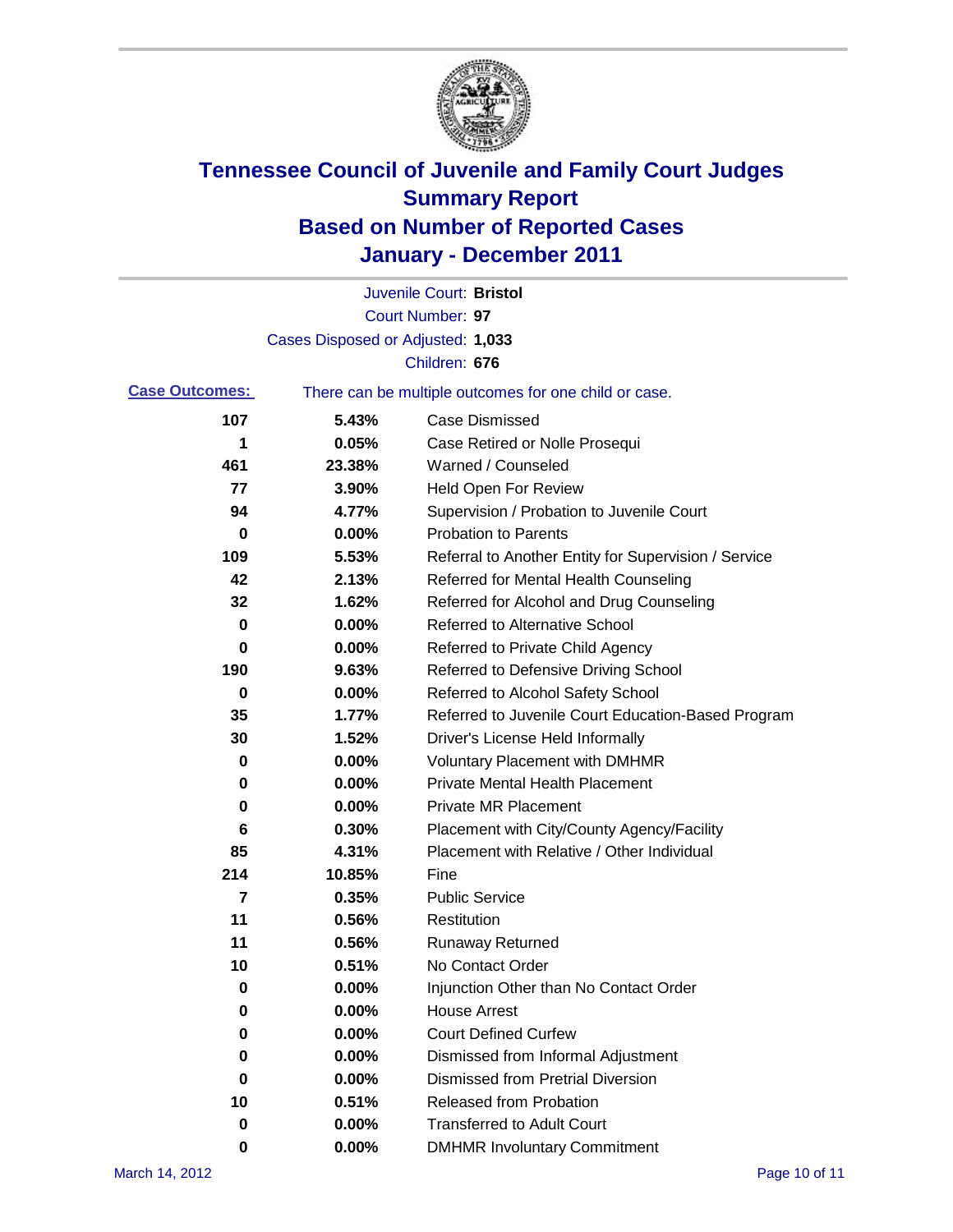# Tennessee Council of Juvenile and Family Court Judges
## Summary Report
## Based on Number of Reported Cases
## January - December 2011

Juvenile Court: **Bristol**
Court Number: **97**
Cases Disposed or Adjusted: **1,033**
Children: **676**

**Case Outcomes:** There can be multiple outcomes for one child or case.

| Count | Percent | Outcome |
|---|---|---|
| 107 | 5.43% | Case Dismissed |
| 1 | 0.05% | Case Retired or Nolle Prosequi |
| 461 | 23.38% | Warned / Counseled |
| 77 | 3.90% | Held Open For Review |
| 94 | 4.77% | Supervision / Probation to Juvenile Court |
| 0 | 0.00% | Probation to Parents |
| 109 | 5.53% | Referral to Another Entity for Supervision / Service |
| 42 | 2.13% | Referred for Mental Health Counseling |
| 32 | 1.62% | Referred for Alcohol and Drug Counseling |
| 0 | 0.00% | Referred to Alternative School |
| 0 | 0.00% | Referred to Private Child Agency |
| 190 | 9.63% | Referred to Defensive Driving School |
| 0 | 0.00% | Referred to Alcohol Safety School |
| 35 | 1.77% | Referred to Juvenile Court Education-Based Program |
| 30 | 1.52% | Driver's License Held Informally |
| 0 | 0.00% | Voluntary Placement with DMHMR |
| 0 | 0.00% | Private Mental Health Placement |
| 0 | 0.00% | Private MR Placement |
| 6 | 0.30% | Placement with City/County Agency/Facility |
| 85 | 4.31% | Placement with Relative / Other Individual |
| 214 | 10.85% | Fine |
| 7 | 0.35% | Public Service |
| 11 | 0.56% | Restitution |
| 11 | 0.56% | Runaway Returned |
| 10 | 0.51% | No Contact Order |
| 0 | 0.00% | Injunction Other than No Contact Order |
| 0 | 0.00% | House Arrest |
| 0 | 0.00% | Court Defined Curfew |
| 0 | 0.00% | Dismissed from Informal Adjustment |
| 0 | 0.00% | Dismissed from Pretrial Diversion |
| 10 | 0.51% | Released from Probation |
| 0 | 0.00% | Transferred to Adult Court |
| 0 | 0.00% | DMHMR Involuntary Commitment |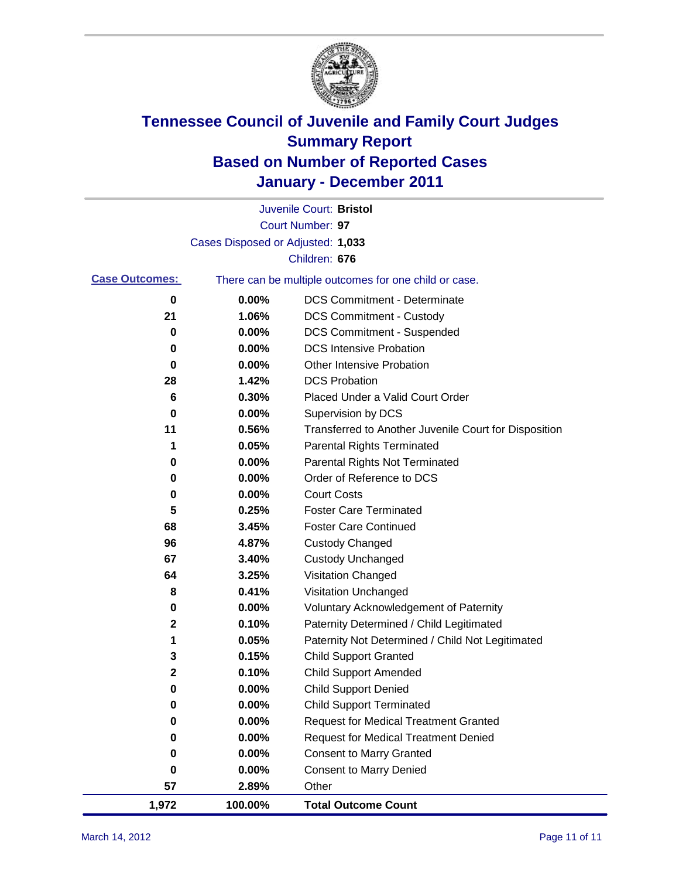# Tennessee Council of Juvenile and Family Court Judges
## Summary Report
## Based on Number of Reported Cases
## January - December 2011

Juvenile Court: **Bristol**

Court Number: **97**

Cases Disposed or Adjusted: **1,033**

Children: **676**

**Case Outcomes:** There can be multiple outcomes for one child or case.

| | | |
|---|---|---|
| 0 | 0.00% | DCS Commitment - Determinate |
| 21 | 1.06% | DCS Commitment - Custody |
| 0 | 0.00% | DCS Commitment - Suspended |
| 0 | 0.00% | DCS Intensive Probation |
| 0 | 0.00% | Other Intensive Probation |
| 28 | 1.42% | DCS Probation |
| 6 | 0.30% | Placed Under a Valid Court Order |
| 0 | 0.00% | Supervision by DCS |
| 11 | 0.56% | Transferred to Another Juvenile Court for Disposition |
| 1 | 0.05% | Parental Rights Terminated |
| 0 | 0.00% | Parental Rights Not Terminated |
| 0 | 0.00% | Order of Reference to DCS |
| 0 | 0.00% | Court Costs |
| 5 | 0.25% | Foster Care Terminated |
| 68 | 3.45% | Foster Care Continued |
| 96 | 4.87% | Custody Changed |
| 67 | 3.40% | Custody Unchanged |
| 64 | 3.25% | Visitation Changed |
| 8 | 0.41% | Visitation Unchanged |
| 0 | 0.00% | Voluntary Acknowledgement of Paternity |
| 2 | 0.10% | Paternity Determined / Child Legitimated |
| 1 | 0.05% | Paternity Not Determined / Child Not Legitimated |
| 3 | 0.15% | Child Support Granted |
| 2 | 0.10% | Child Support Amended |
| 0 | 0.00% | Child Support Denied |
| 0 | 0.00% | Child Support Terminated |
| 0 | 0.00% | Request for Medical Treatment Granted |
| 0 | 0.00% | Request for Medical Treatment Denied |
| 0 | 0.00% | Consent to Marry Granted |
| 0 | 0.00% | Consent to Marry Denied |
| 57 | 2.89% | Other |
| **1,972** | **100.00%** | **Total Outcome Count** |